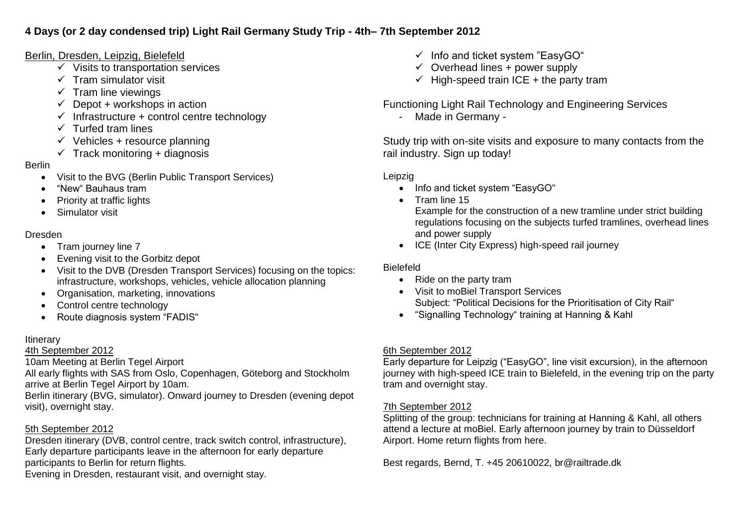**4 Days (or 2 day condensed trip) Light Rail Germany Study Trip - 4th– 7th September 2012**

<u>Berlin, Dresden, Leipzig, Bielefeld</u>

- ✓ Visits to transportation services
- ✓ Tram simulator visit
- ✓ Tram line viewings
- ✓ Depot + workshops in action
- ✓ Infrastructure + control centre technology
- ✓ Turfed tram lines
- ✓ Vehicles + resource planning
- ✓ Track monitoring + diagnosis
- ✓ Info and ticket system "EasyGO"
- ✓ Overhead lines + power supply
- ✓ High-speed train ICE + the party tram

Functioning Light Rail Technology and Engineering Services

- Made in Germany -

Study trip with on-site visits and exposure to many contacts from the rail industry. Sign up today!

Berlin

- Visit to the BVG (Berlin Public Transport Services)
- "New" Bauhaus tram
- Priority at traffic lights
- Simulator visit

Dresden

- Tram journey line 7
- Evening visit to the Gorbitz depot
- Visit to the DVB (Dresden Transport Services) focusing on the topics: infrastructure, workshops, vehicles, vehicle allocation planning
- Organisation, marketing, innovations
- Control centre technology
- Route diagnosis system "FADIS"

Leipzig

- Info and ticket system "EasyGO"
- Tram line 15
  Example for the construction of a new tramline under strict building regulations focusing on the subjects turfed tramlines, overhead lines and power supply
- ICE (Inter City Express) high-speed rail journey

Bielefeld

- Ride on the party tram
- Visit to moBiel Transport Services
  Subject: "Political Decisions for the Prioritisation of City Rail"
- "Signalling Technology" training at Hanning & Kahl

Itinerary

<u>4th September 2012</u>

10am Meeting at Berlin Tegel Airport
All early flights with SAS from Oslo, Copenhagen, Göteborg and Stockholm arrive at Berlin Tegel Airport by 10am.
Berlin itinerary (BVG, simulator). Onward journey to Dresden (evening depot visit), overnight stay.

<u>5th September 2012</u>

Dresden itinerary (DVB, control centre, track switch control, infrastructure), Early departure participants leave in the afternoon for early departure participants to Berlin for return flights.
Evening in Dresden, restaurant visit, and overnight stay.

<u>6th September 2012</u>

Early departure for Leipzig ("EasyGO", line visit excursion), in the afternoon journey with high-speed ICE train to Bielefeld, in the evening trip on the party tram and overnight stay.

<u>7th September 2012</u>

Splitting of the group: technicians for training at Hanning & Kahl, all others attend a lecture at moBiel. Early afternoon journey by train to Düsseldorf Airport. Home return flights from here.

Best regards, Bernd, T. +45 20610022, br@railtrade.dk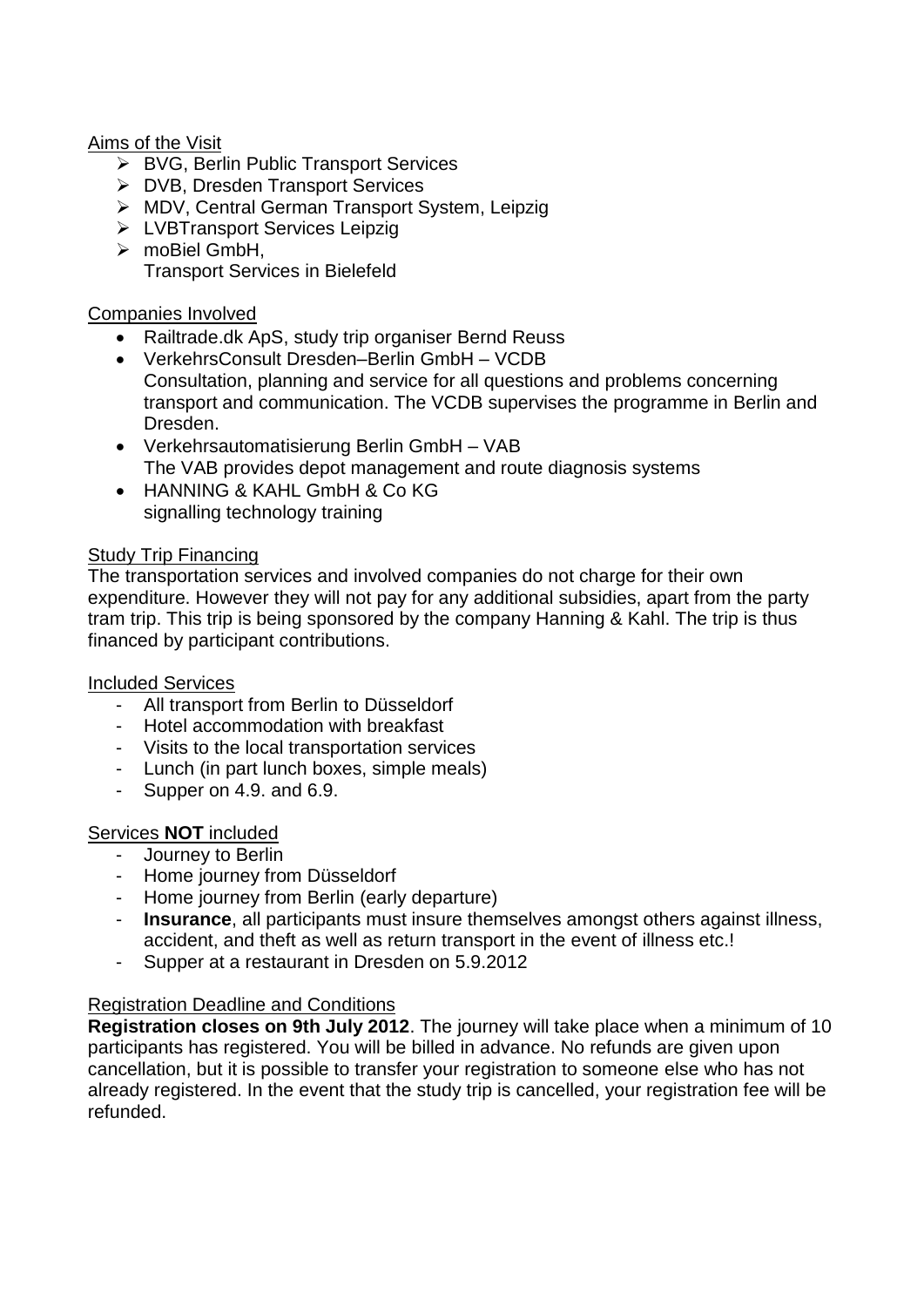## Aims of the Visit

- BVG, Berlin Public Transport Services
- DVB, Dresden Transport Services
- MDV, Central German Transport System, Leipzig
- LVBTransport Services Leipzig
- moBiel GmbH,
  Transport Services in Bielefeld

## Companies Involved

- Railtrade.dk ApS, study trip organiser Bernd Reuss
- VerkehrsConsult Dresden–Berlin GmbH – VCDB
  Consultation, planning and service for all questions and problems concerning transport and communication. The VCDB supervises the programme in Berlin and Dresden.
- Verkehrsautomatisierung Berlin GmbH – VAB
  The VAB provides depot management and route diagnosis systems
- HANNING & KAHL GmbH & Co KG
  signalling technology training

## Study Trip Financing

The transportation services and involved companies do not charge for their own expenditure. However they will not pay for any additional subsidies, apart from the party tram trip. This trip is being sponsored by the company Hanning & Kahl. The trip is thus financed by participant contributions.

## Included Services

- All transport from Berlin to Düsseldorf
- Hotel accommodation with breakfast
- Visits to the local transportation services
- Lunch (in part lunch boxes, simple meals)
- Supper on 4.9. and 6.9.

## Services **NOT** included

- Journey to Berlin
- Home journey from Düsseldorf
- Home journey from Berlin (early departure)
- **Insurance**, all participants must insure themselves amongst others against illness, accident, and theft as well as return transport in the event of illness etc.!
- Supper at a restaurant in Dresden on 5.9.2012

## Registration Deadline and Conditions

**Registration closes on 9th July 2012**. The journey will take place when a minimum of 10 participants has registered. You will be billed in advance. No refunds are given upon cancellation, but it is possible to transfer your registration to someone else who has not already registered. In the event that the study trip is cancelled, your registration fee will be refunded.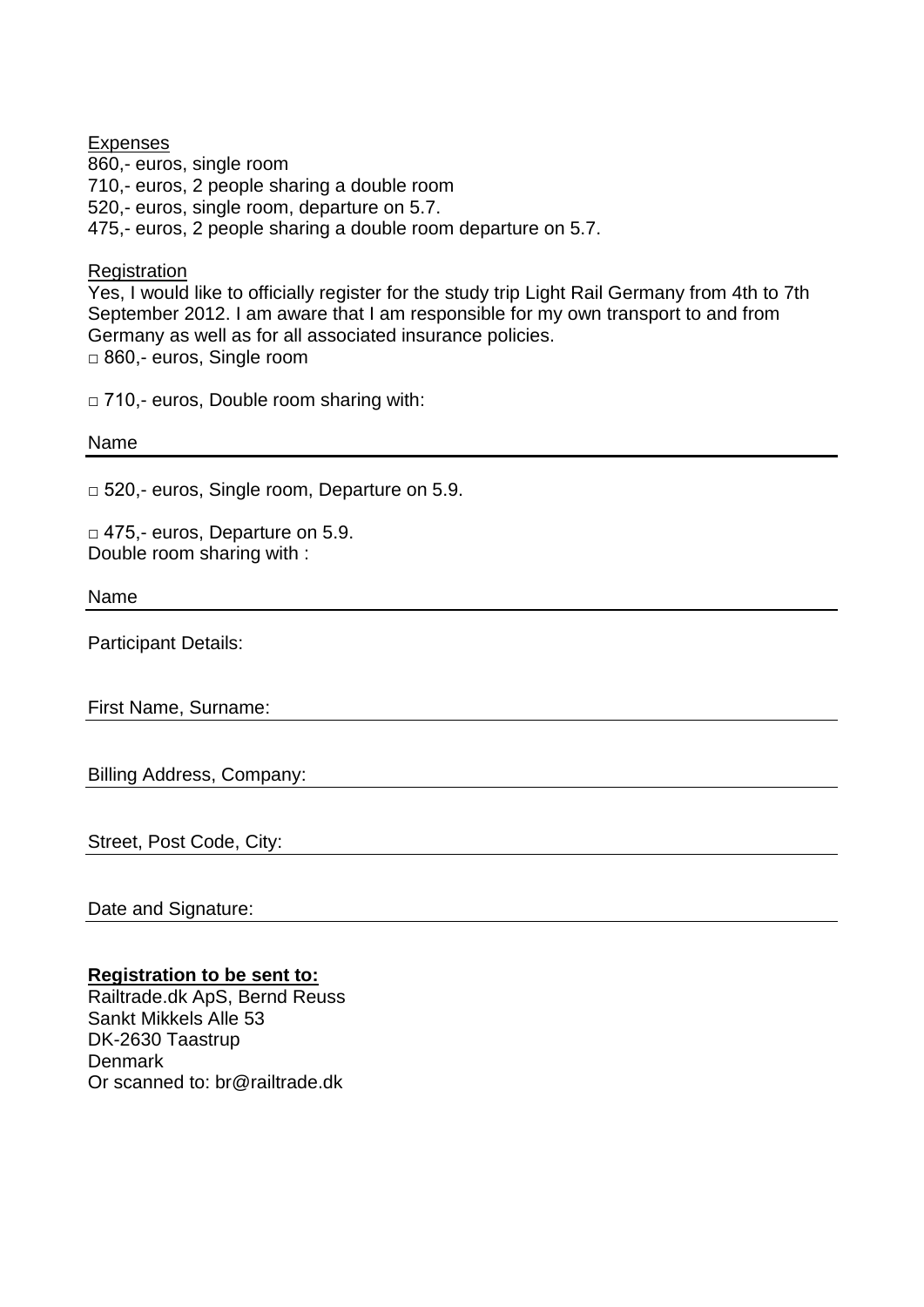Expenses

860,- euros, single room
710,- euros, 2 people sharing a double room
520,- euros, single room, departure on 5.7.
475,- euros, 2 people sharing a double room departure on 5.7.

Registration

Yes, I would like to officially register for the study trip Light Rail Germany from 4th to 7th September 2012. I am aware that I am responsible for my own transport to and from Germany as well as for all associated insurance policies.

□ 860,- euros, Single room

□ 710,- euros, Double room sharing with:

Name

□ 520,- euros, Single room, Departure on 5.9.

□ 475,- euros, Departure on 5.9.
Double room sharing with :

Name

Participant Details:

First Name, Surname:

Billing Address, Company:

Street, Post Code, City:

Date and Signature:

**Registration to be sent to:**

Railtrade.dk ApS, Bernd Reuss
Sankt Mikkels Alle 53
DK-2630 Taastrup
Denmark
Or scanned to: br@railtrade.dk